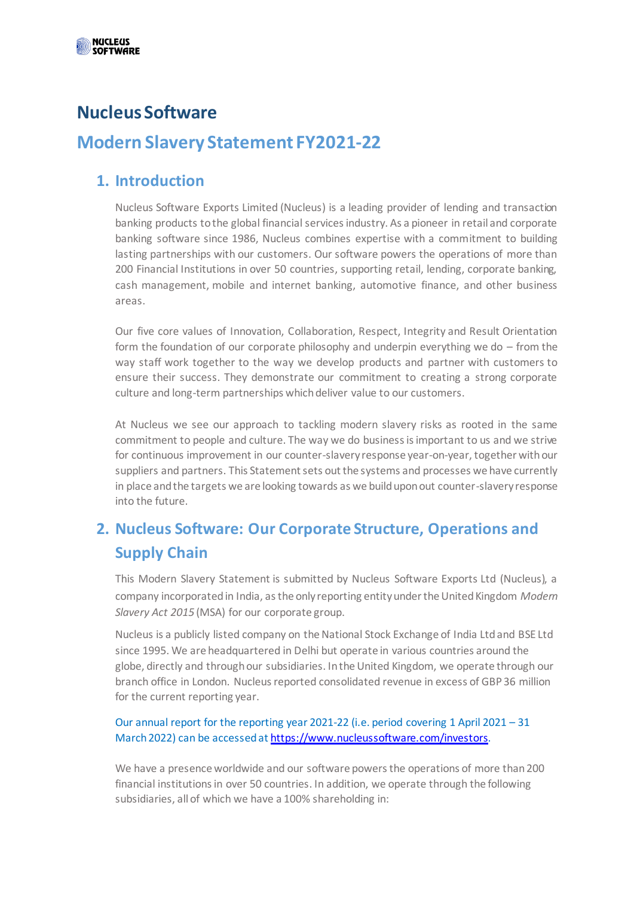# Nucleus Software

## Modern Slavery Statement FY2021-22

### 1. Introduction

Nucleus Software Exports Limited (Nucleus) is a leading provider of lending and transaction banking products to the global financial services industry. As a pioneer in retail and corporate banking software since 1986, Nucleus combines expertise with a commitment to building lasting partnerships with our customers. Our software powers the operations of more than 200 Financial Institutions in over 50 countries, supporting retail, lending, corporate banking, cash management, mobile and internet banking, automotive finance, and other business areas.

Our five core values of Innovation, Collaboration, Respect, Integrity and Result Orientation form the foundation of our corporate philosophy and underpin everything we do – from the way staff work together to the way we develop products and partner with customers to ensure their success. They demonstrate our commitment to creating a strong corporate culture and long-term partnerships which deliver value to our customers.

At Nucleus we see our approach to tackling modern slavery risks as rooted in the same commitment to people and culture. The way we do business is important to us and we strive for continuous improvement in our counter-slavery response year-on-year, together with our suppliers and partners. This Statement sets out the systems and processes we have currently in place and the targets we are looking towards as we build upon out counter-slavery response into the future.

### 2. Nucleus Software: Our Corporate Structure, Operations and Supply Chain

This Modern Slavery Statement is submitted by Nucleus Software Exports Ltd (Nucleus), a company incorporated in India, as the only reporting entity under the United Kingdom *Modern Slavery Act 2015* (MSA) for our corporate group.

Nucleus is a publicly listed company on the National Stock Exchange of India Ltd and BSE Ltd since 1995. We are headquartered in Delhi but operate in various countries around the globe, directly and through our subsidiaries. In the United Kingdom, we operate through our branch office in London. Nucleus reported consolidated revenue in excess of GBP 36 million for the current reporting year.

Our annual report for the reporting year 2021-22 (i.e. period covering 1 April 2021 – 31 March 2022) can be accessed at https://www.nucleussoftware.com/investors.

We have a presence worldwide and our software powers the operations of more than 200 financial institutions in over 50 countries. In addition, we operate through the following subsidiaries, all of which we have a 100% shareholding in: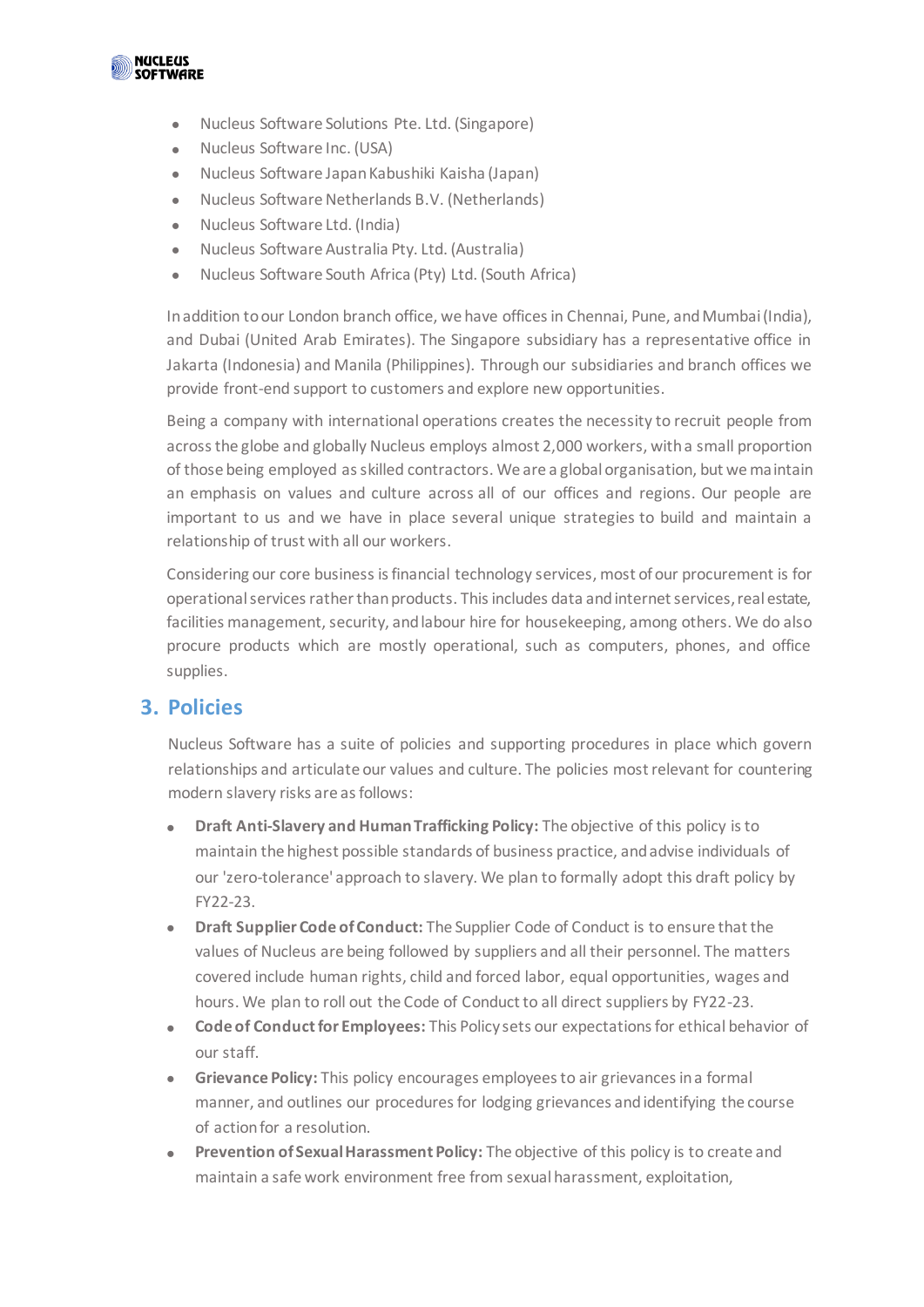- Nucleus Software Solutions Pte. Ltd. (Singapore)
- Nucleus Software Inc. (USA)
- Nucleus Software Japan Kabushiki Kaisha (Japan)
- Nucleus Software Netherlands B.V. (Netherlands)
- Nucleus Software Ltd. (India)
- Nucleus Software Australia Pty. Ltd. (Australia)
- Nucleus Software South Africa (Pty) Ltd. (South Africa)

In addition to our London branch office, we have offices in Chennai, Pune, and Mumbai (India), and Dubai (United Arab Emirates). The Singapore subsidiary has a representative office in Jakarta (Indonesia) and Manila (Philippines). Through our subsidiaries and branch offices we provide front-end support to customers and explore new opportunities.

Being a company with international operations creates the necessity to recruit people from across the globe and globally Nucleus employs almost 2,000 workers, with a small proportion of those being employed as skilled contractors. We are a global organisation, but we maintain an emphasis on values and culture across all of our offices and regions. Our people are important to us and we have in place several unique strategies to build and maintain a relationship of trust with all our workers.

Considering our core business is financial technology services, most of our procurement is for operational services rather than products. This includes data and internet services, real estate, facilities management, security, and labour hire for housekeeping, among others. We do also procure products which are mostly operational, such as computers, phones, and office supplies.

## 3. Policies

Nucleus Software has a suite of policies and supporting procedures in place which govern relationships and articulate our values and culture. The policies most relevant for countering modern slavery risks are as follows:

- **Draft Anti-Slavery and Human Trafficking Policy:** The objective of this policy is to maintain the highest possible standards of business practice, and advise individuals of our 'zero-tolerance' approach to slavery. We plan to formally adopt this draft policy by FY22-23.
- **Draft Supplier Code of Conduct:** The Supplier Code of Conduct is to ensure that the values of Nucleus are being followed by suppliers and all their personnel. The matters covered include human rights, child and forced labor, equal opportunities, wages and hours. We plan to roll out the Code of Conduct to all direct suppliers by FY22-23.
- **Code of Conduct for Employees:** This Policy sets our expectations for ethical behavior of our staff.
- **Grievance Policy:** This policy encourages employees to air grievances in a formal manner, and outlines our procedures for lodging grievances and identifying the course of action for a resolution.
- **Prevention of Sexual Harassment Policy:** The objective of this policy is to create and maintain a safe work environment free from sexual harassment, exploitation,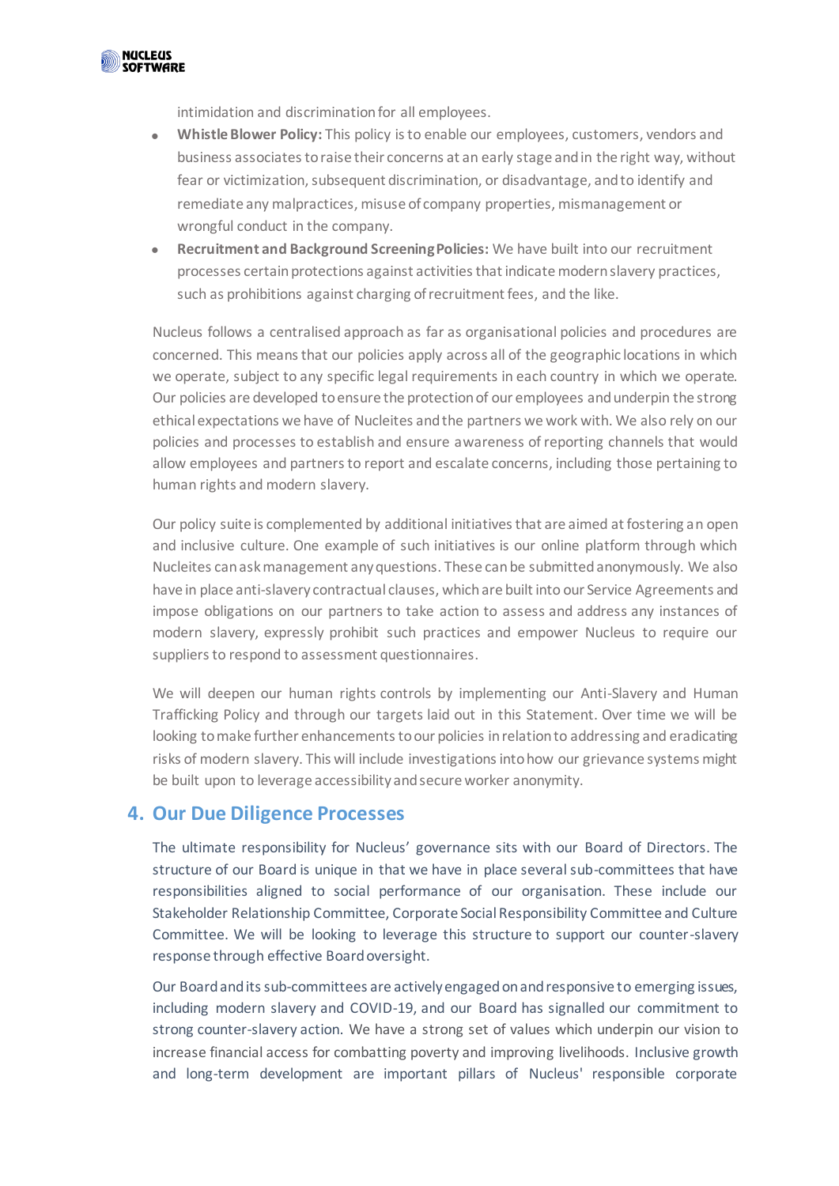intimidation and discrimination for all employees.

- **Whistle Blower Policy:** This policy is to enable our employees, customers, vendors and business associates to raise their concerns at an early stage and in the right way, without fear or victimization, subsequent discrimination, or disadvantage, and to identify and remediate any malpractices, misuse of company properties, mismanagement or wrongful conduct in the company.
- **Recruitment and Background Screening Policies:** We have built into our recruitment processes certain protections against activities that indicate modern slavery practices, such as prohibitions against charging of recruitment fees, and the like.

Nucleus follows a centralised approach as far as organisational policies and procedures are concerned. This means that our policies apply across all of the geographic locations in which we operate, subject to any specific legal requirements in each country in which we operate. Our policies are developed to ensure the protection of our employees and underpin the strong ethical expectations we have of Nucleites and the partners we work with. We also rely on our policies and processes to establish and ensure awareness of reporting channels that would allow employees and partners to report and escalate concerns, including those pertaining to human rights and modern slavery.

Our policy suite is complemented by additional initiatives that are aimed at fostering an open and inclusive culture. One example of such initiatives is our online platform through which Nucleites can ask management any questions. These can be submitted anonymously. We also have in place anti-slavery contractual clauses, which are built into our Service Agreements and impose obligations on our partners to take action to assess and address any instances of modern slavery, expressly prohibit such practices and empower Nucleus to require our suppliers to respond to assessment questionnaires.

We will deepen our human rights controls by implementing our Anti-Slavery and Human Trafficking Policy and through our targets laid out in this Statement. Over time we will be looking to make further enhancements to our policies in relation to addressing and eradicating risks of modern slavery. This will include investigations into how our grievance systems might be built upon to leverage accessibility and secure worker anonymity.

## 4. Our Due Diligence Processes

The ultimate responsibility for Nucleus' governance sits with our Board of Directors. The structure of our Board is unique in that we have in place several sub-committees that have responsibilities aligned to social performance of our organisation. These include our Stakeholder Relationship Committee, Corporate Social Responsibility Committee and Culture Committee. We will be looking to leverage this structure to support our counter-slavery response through effective Board oversight.

Our Board and its sub-committees are actively engaged on and responsive to emerging issues, including modern slavery and COVID-19, and our Board has signalled our commitment to strong counter-slavery action. We have a strong set of values which underpin our vision to increase financial access for combatting poverty and improving livelihoods. Inclusive growth and long-term development are important pillars of Nucleus' responsible corporate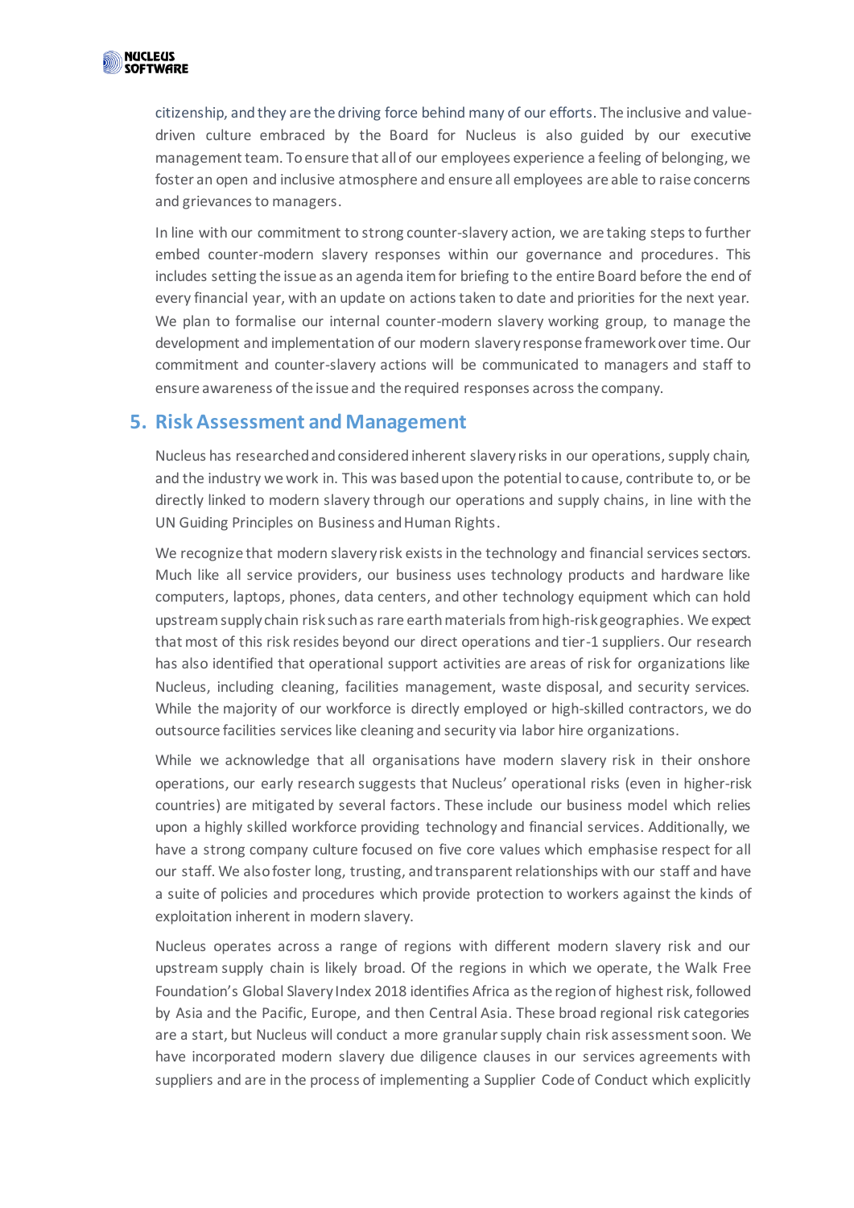citizenship, and they are the driving force behind many of our efforts. The inclusive and value-driven culture embraced by the Board for Nucleus is also guided by our executive management team. To ensure that all of our employees experience a feeling of belonging, we foster an open and inclusive atmosphere and ensure all employees are able to raise concerns and grievances to managers.

In line with our commitment to strong counter-slavery action, we are taking steps to further embed counter-modern slavery responses within our governance and procedures. This includes setting the issue as an agenda item for briefing to the entire Board before the end of every financial year, with an update on actions taken to date and priorities for the next year. We plan to formalise our internal counter-modern slavery working group, to manage the development and implementation of our modern slavery response framework over time. Our commitment and counter-slavery actions will be communicated to managers and staff to ensure awareness of the issue and the required responses across the company.

## 5. Risk Assessment and Management

Nucleus has researched and considered inherent slavery risks in our operations, supply chain, and the industry we work in. This was based upon the potential to cause, contribute to, or be directly linked to modern slavery through our operations and supply chains, in line with the UN Guiding Principles on Business and Human Rights.

We recognize that modern slavery risk exists in the technology and financial services sectors. Much like all service providers, our business uses technology products and hardware like computers, laptops, phones, data centers, and other technology equipment which can hold upstream supply chain risk such as rare earth materials from high-risk geographies. We expect that most of this risk resides beyond our direct operations and tier-1 suppliers. Our research has also identified that operational support activities are areas of risk for organizations like Nucleus, including cleaning, facilities management, waste disposal, and security services. While the majority of our workforce is directly employed or high-skilled contractors, we do outsource facilities services like cleaning and security via labor hire organizations.

While we acknowledge that all organisations have modern slavery risk in their onshore operations, our early research suggests that Nucleus' operational risks (even in higher-risk countries) are mitigated by several factors. These include our business model which relies upon a highly skilled workforce providing technology and financial services. Additionally, we have a strong company culture focused on five core values which emphasise respect for all our staff. We also foster long, trusting, and transparent relationships with our staff and have a suite of policies and procedures which provide protection to workers against the kinds of exploitation inherent in modern slavery.

Nucleus operates across a range of regions with different modern slavery risk and our upstream supply chain is likely broad. Of the regions in which we operate, the Walk Free Foundation's Global Slavery Index 2018 identifies Africa as the region of highest risk, followed by Asia and the Pacific, Europe, and then Central Asia. These broad regional risk categories are a start, but Nucleus will conduct a more granular supply chain risk assessment soon. We have incorporated modern slavery due diligence clauses in our services agreements with suppliers and are in the process of implementing a Supplier Code of Conduct which explicitly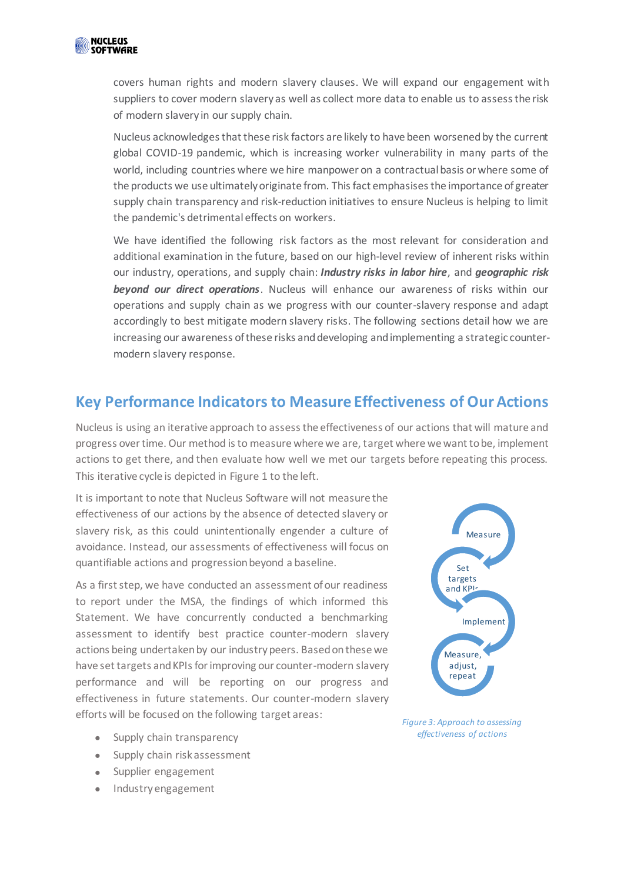covers human rights and modern slavery clauses. We will expand our engagement with suppliers to cover modern slavery as well as collect more data to enable us to assess the risk of modern slavery in our supply chain.

Nucleus acknowledges that these risk factors are likely to have been worsened by the current global COVID-19 pandemic, which is increasing worker vulnerability in many parts of the world, including countries where we hire manpower on a contractual basis or where some of the products we use ultimately originate from. This fact emphasises the importance of greater supply chain transparency and risk-reduction initiatives to ensure Nucleus is helping to limit the pandemic's detrimental effects on workers.

We have identified the following risk factors as the most relevant for consideration and additional examination in the future, based on our high-level review of inherent risks within our industry, operations, and supply chain: ***Industry risks in labor hire***, and ***geographic risk beyond our direct operations***. Nucleus will enhance our awareness of risks within our operations and supply chain as we progress with our counter-slavery response and adapt accordingly to best mitigate modern slavery risks. The following sections detail how we are increasing our awareness of these risks and developing and implementing a strategic counter-modern slavery response.

## Key Performance Indicators to Measure Effectiveness of Our Actions

Nucleus is using an iterative approach to assess the effectiveness of our actions that will mature and progress over time. Our method is to measure where we are, target where we want to be, implement actions to get there, and then evaluate how well we met our targets before repeating this process. This iterative cycle is depicted in Figure 1 to the left.

It is important to note that Nucleus Software will not measure the effectiveness of our actions by the absence of detected slavery or slavery risk, as this could unintentionally engender a culture of avoidance. Instead, our assessments of effectiveness will focus on quantifiable actions and progression beyond a baseline.

As a first step, we have conducted an assessment of our readiness to report under the MSA, the findings of which informed this Statement. We have concurrently conducted a benchmarking assessment to identify best practice counter-modern slavery actions being undertaken by our industry peers. Based on these we have set targets and KPIs for improving our counter-modern slavery performance and will be reporting on our progress and effectiveness in future statements. Our counter-modern slavery efforts will be focused on the following target areas:

- Supply chain transparency
- Supply chain risk assessment
- Supplier engagement
- Industry engagement

Measure → Set targets and KPIs → Implement → Measure, adjust, repeat

*Figure 3: Approach to assessing effectiveness of actions*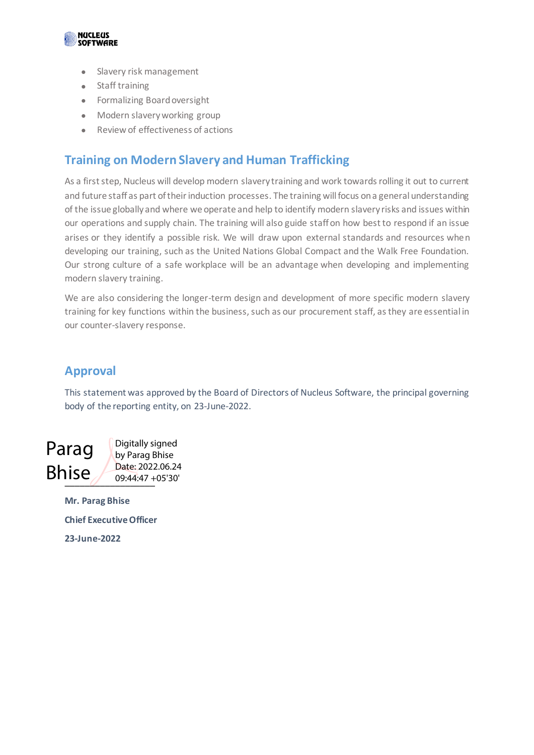- Slavery risk management
- Staff training
- Formalizing Board oversight
- Modern slavery working group
- Review of effectiveness of actions

## Training on Modern Slavery and Human Trafficking

As a first step, Nucleus will develop modern slavery training and work towards rolling it out to current and future staff as part of their induction processes. The training will focus on a general understanding of the issue globally and where we operate and help to identify modern slavery risks and issues within our operations and supply chain. The training will also guide staff on how best to respond if an issue arises or they identify a possible risk. We will draw upon external standards and resources when developing our training, such as the United Nations Global Compact and the Walk Free Foundation. Our strong culture of a safe workplace will be an advantage when developing and implementing modern slavery training.

We are also considering the longer-term design and development of more specific modern slavery training for key functions within the business, such as our procurement staff, as they are essential in our counter-slavery response.

## Approval

This statement was approved by the Board of Directors of Nucleus Software, the principal governing body of the reporting entity, on 23-June-2022.

Parag Bhise

Digitally signed by Parag Bhise
Date: 2022.06.24 09:44:47 +05'30'

**Mr. Parag Bhise**

**Chief Executive Officer**

**23-June-2022**